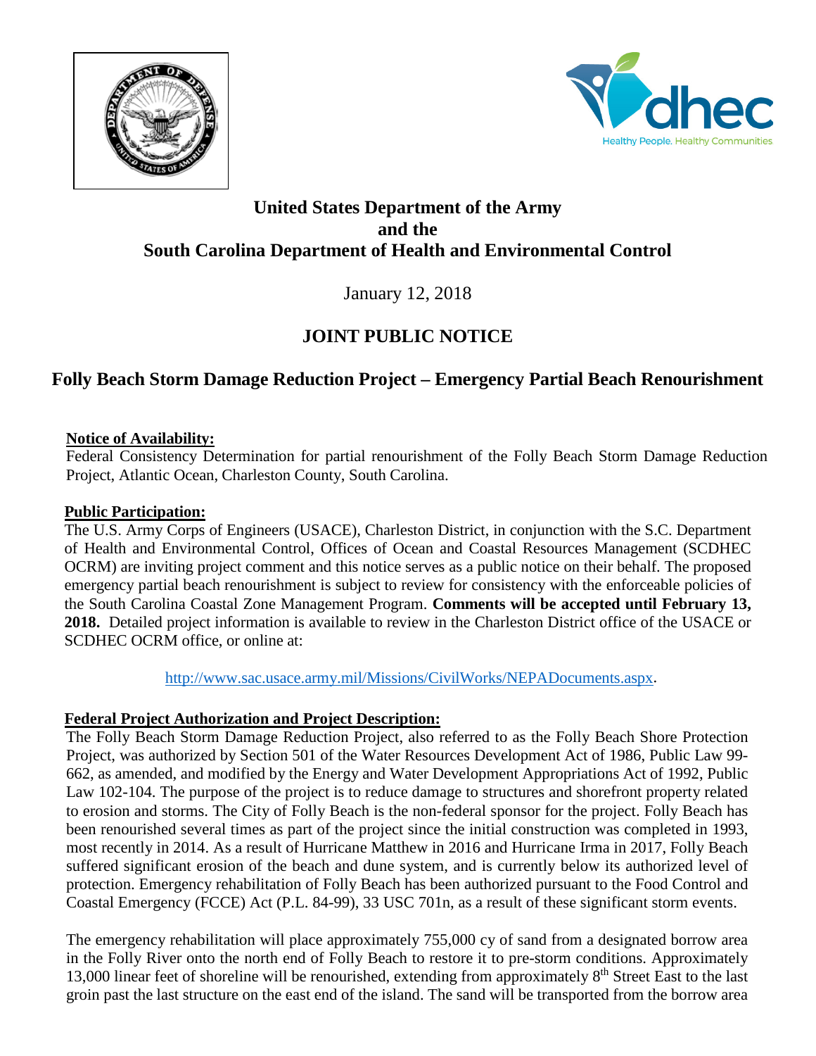**United States Department of the Army**
**and the**
**South Carolina Department of Health and Environmental Control**

January 12, 2018

# JOINT PUBLIC NOTICE

## Folly Beach Storm Damage Reduction Project – Emergency Partial Beach Renourishment

**Notice of Availability:**

Federal Consistency Determination for partial renourishment of the Folly Beach Storm Damage Reduction Project, Atlantic Ocean, Charleston County, South Carolina.

**Public Participation:**

The U.S. Army Corps of Engineers (USACE), Charleston District, in conjunction with the S.C. Department of Health and Environmental Control, Offices of Ocean and Coastal Resources Management (SCDHEC OCRM) are inviting project comment and this notice serves as a public notice on their behalf. The proposed emergency partial beach renourishment is subject to review for consistency with the enforceable policies of the South Carolina Coastal Zone Management Program. **Comments will be accepted until February 13, 2018.** Detailed project information is available to review in the Charleston District office of the USACE or SCDHEC OCRM office, or online at:

http://www.sac.usace.army.mil/Missions/CivilWorks/NEPADocuments.aspx.

**Federal Project Authorization and Project Description:**

The Folly Beach Storm Damage Reduction Project, also referred to as the Folly Beach Shore Protection Project, was authorized by Section 501 of the Water Resources Development Act of 1986, Public Law 99-662, as amended, and modified by the Energy and Water Development Appropriations Act of 1992, Public Law 102-104. The purpose of the project is to reduce damage to structures and shorefront property related to erosion and storms. The City of Folly Beach is the non-federal sponsor for the project. Folly Beach has been renourished several times as part of the project since the initial construction was completed in 1993, most recently in 2014. As a result of Hurricane Matthew in 2016 and Hurricane Irma in 2017, Folly Beach suffered significant erosion of the beach and dune system, and is currently below its authorized level of protection. Emergency rehabilitation of Folly Beach has been authorized pursuant to the Food Control and Coastal Emergency (FCCE) Act (P.L. 84-99), 33 USC 701n, as a result of these significant storm events.

The emergency rehabilitation will place approximately 755,000 cy of sand from a designated borrow area in the Folly River onto the north end of Folly Beach to restore it to pre-storm conditions. Approximately 13,000 linear feet of shoreline will be renourished, extending from approximately 8th Street East to the last groin past the last structure on the east end of the island. The sand will be transported from the borrow area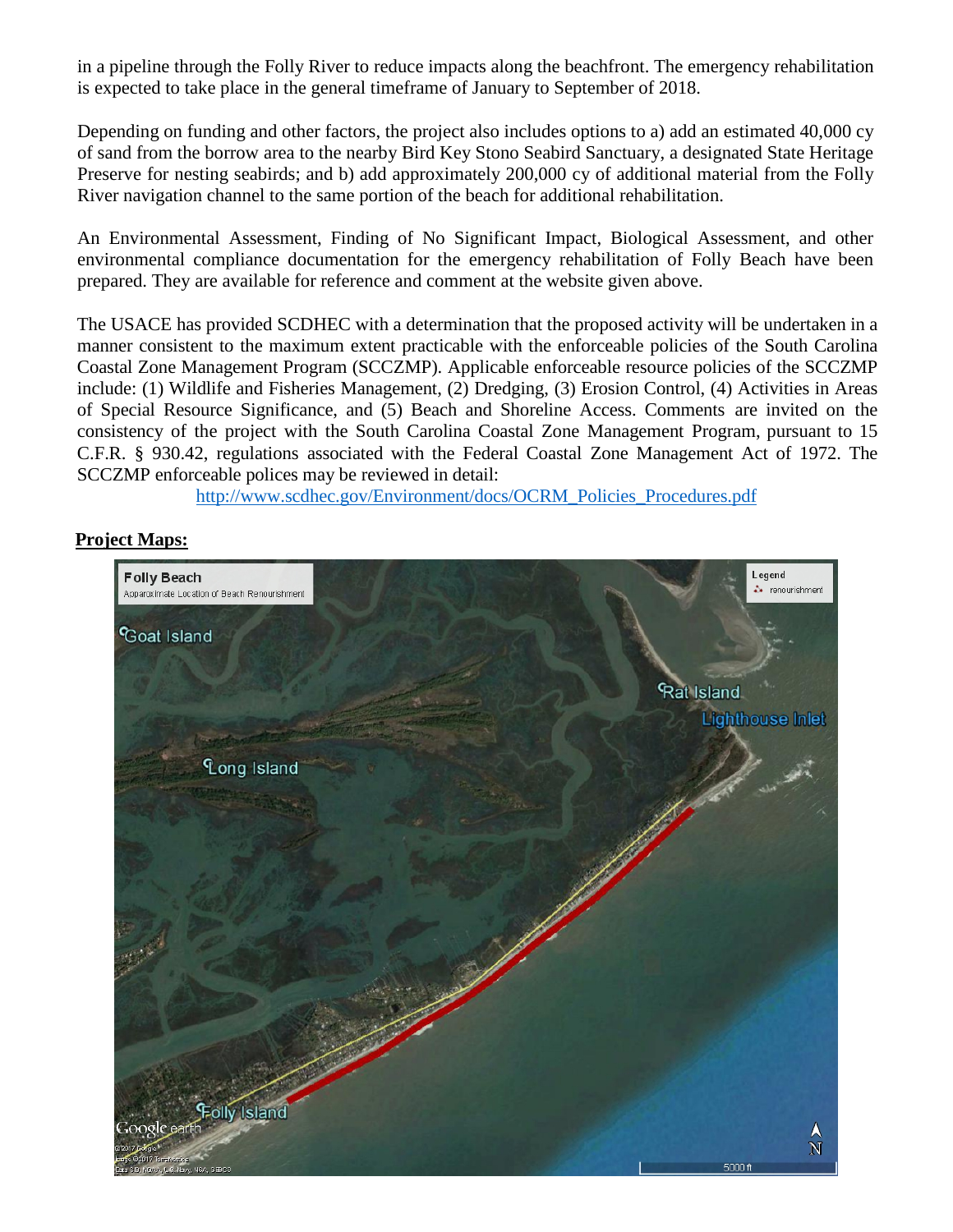in a pipeline through the Folly River to reduce impacts along the beachfront. The emergency rehabilitation is expected to take place in the general timeframe of January to September of 2018.

Depending on funding and other factors, the project also includes options to a) add an estimated 40,000 cy of sand from the borrow area to the nearby Bird Key Stono Seabird Sanctuary, a designated State Heritage Preserve for nesting seabirds; and b) add approximately 200,000 cy of additional material from the Folly River navigation channel to the same portion of the beach for additional rehabilitation.

An Environmental Assessment, Finding of No Significant Impact, Biological Assessment, and other environmental compliance documentation for the emergency rehabilitation of Folly Beach have been prepared. They are available for reference and comment at the website given above.

The USACE has provided SCDHEC with a determination that the proposed activity will be undertaken in a manner consistent to the maximum extent practicable with the enforceable policies of the South Carolina Coastal Zone Management Program (SCCZMP). Applicable enforceable resource policies of the SCCZMP include: (1) Wildlife and Fisheries Management, (2) Dredging, (3) Erosion Control, (4) Activities in Areas of Special Resource Significance, and (5) Beach and Shoreline Access. Comments are invited on the consistency of the project with the South Carolina Coastal Zone Management Program, pursuant to 15 C.F.R. § 930.42, regulations associated with the Federal Coastal Zone Management Act of 1972. The SCCZMP enforceable polices may be reviewed in detail:

http://www.scdhec.gov/Environment/docs/OCRM_Policies_Procedures.pdf

**Project Maps:**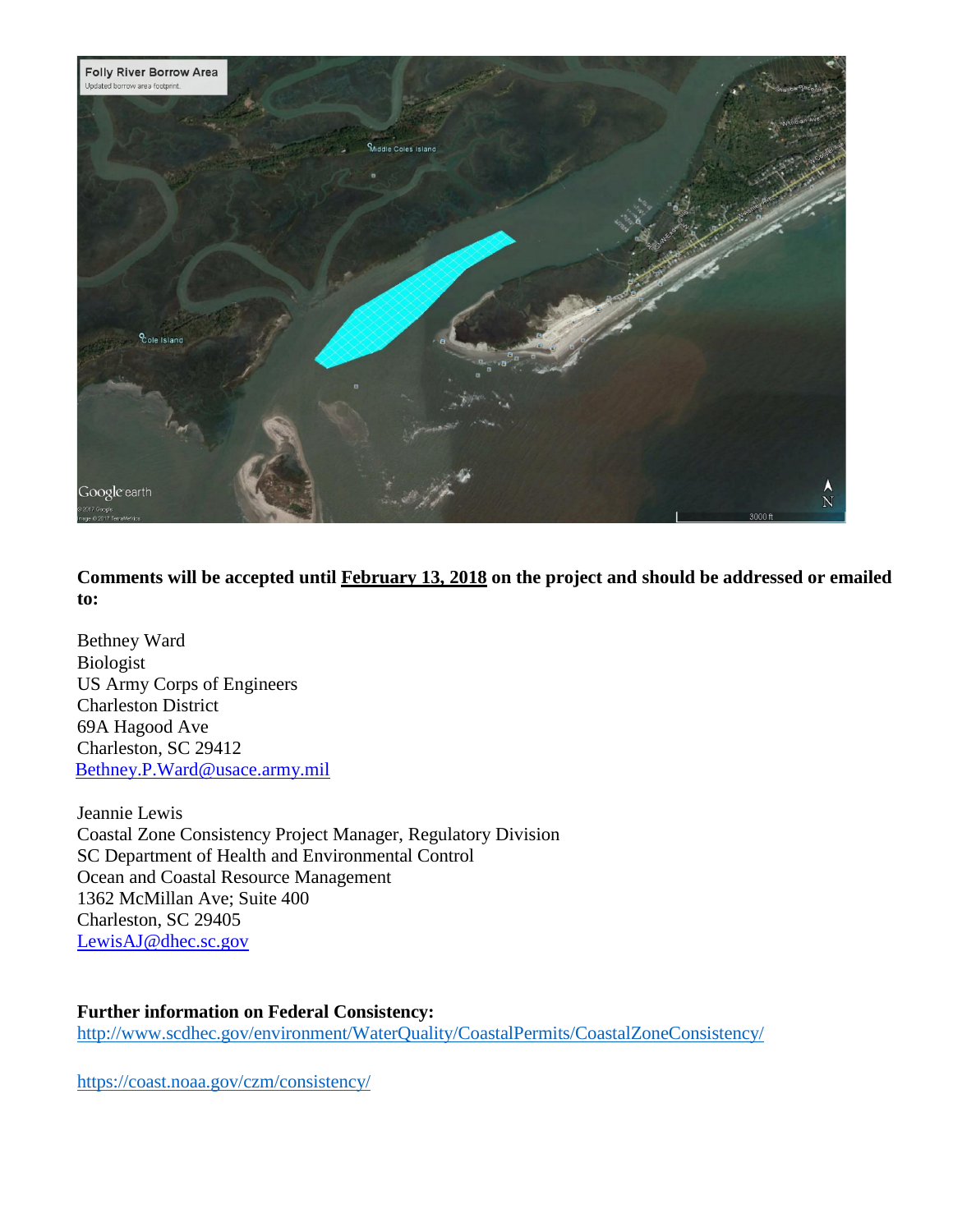**Comments will be accepted until February 13, 2018 on the project and should be addressed or emailed to:**

Bethney Ward
Biologist
US Army Corps of Engineers
Charleston District
69A Hagood Ave
Charleston, SC 29412
Bethney.P.Ward@usace.army.mil

Jeannie Lewis
Coastal Zone Consistency Project Manager, Regulatory Division
SC Department of Health and Environmental Control
Ocean and Coastal Resource Management
1362 McMillan Ave; Suite 400
Charleston, SC 29405
LewisAJ@dhec.sc.gov

**Further information on Federal Consistency:**
http://www.scdhec.gov/environment/WaterQuality/CoastalPermits/CoastalZoneConsistency/

https://coast.noaa.gov/czm/consistency/